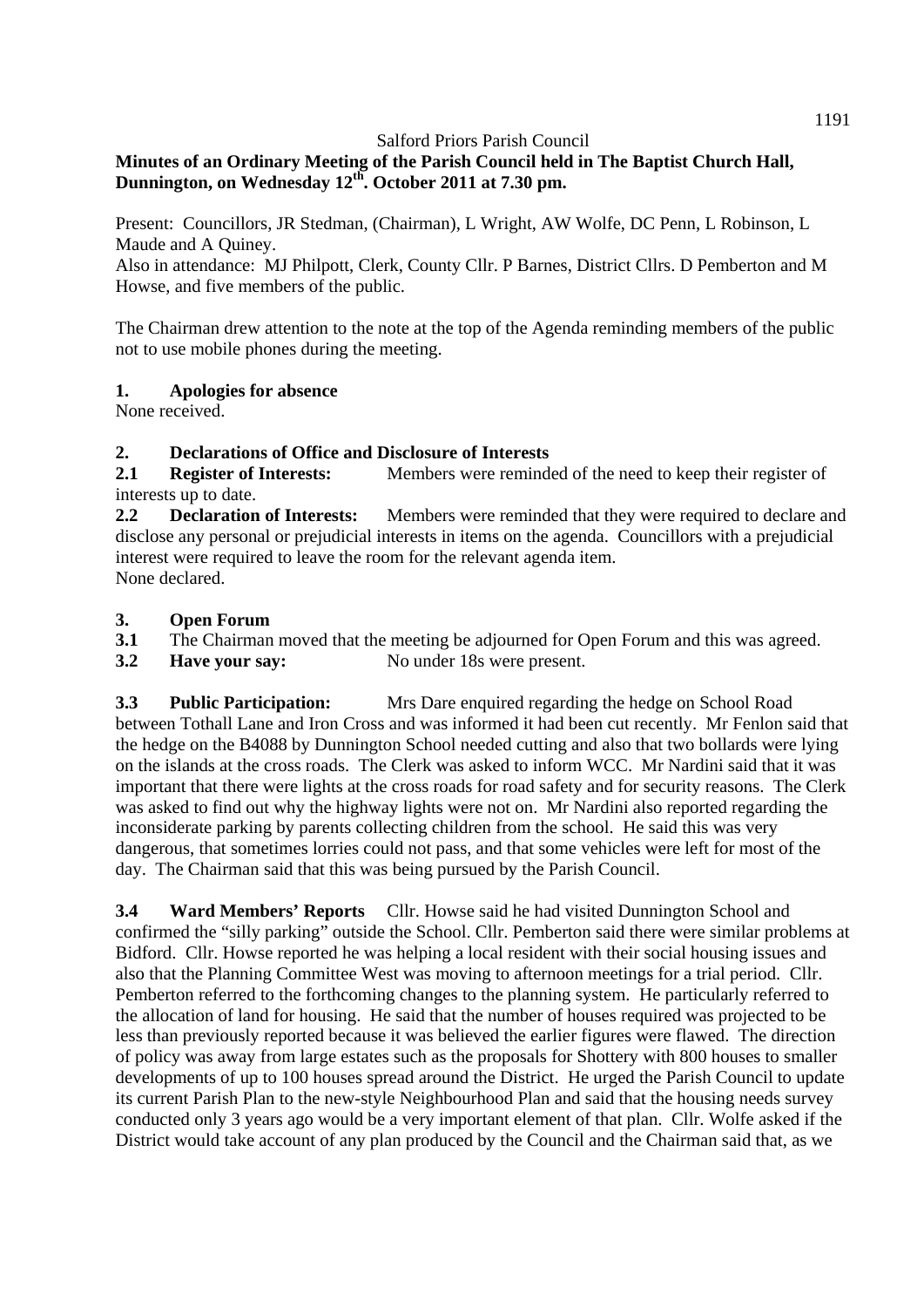Salford Priors Parish Council

**Minutes of an Ordinary Meeting of the Parish Council held in The Baptist Church Hall, Dunnington, on Wednesday 12th. October 2011 at 7.30 pm.**

Present: Councillors, JR Stedman, (Chairman), L Wright, AW Wolfe, DC Penn, L Robinson, L Maude and A Quiney.

Also in attendance: MJ Philpott, Clerk, County Cllr. P Barnes, District Cllrs. D Pemberton and M Howse, and five members of the public.

The Chairman drew attention to the note at the top of the Agenda reminding members of the public not to use mobile phones during the meeting.

## 1. Apologies for absence

None received.

## 2. Declarations of Office and Disclosure of Interests

**2.1 Register of Interests:** Members were reminded of the need to keep their register of interests up to date.

**2.2 Declaration of Interests:** Members were reminded that they were required to declare and disclose any personal or prejudicial interests in items on the agenda. Councillors with a prejudicial interest were required to leave the room for the relevant agenda item.
None declared.

## 3. Open Forum

**3.1** The Chairman moved that the meeting be adjourned for Open Forum and this was agreed.

**3.2 Have your say:** No under 18s were present.

**3.3 Public Participation:** Mrs Dare enquired regarding the hedge on School Road between Tothall Lane and Iron Cross and was informed it had been cut recently. Mr Fenlon said that the hedge on the B4088 by Dunnington School needed cutting and also that two bollards were lying on the islands at the cross roads. The Clerk was asked to inform WCC. Mr Nardini said that it was important that there were lights at the cross roads for road safety and for security reasons. The Clerk was asked to find out why the highway lights were not on. Mr Nardini also reported regarding the inconsiderate parking by parents collecting children from the school. He said this was very dangerous, that sometimes lorries could not pass, and that some vehicles were left for most of the day. The Chairman said that this was being pursued by the Parish Council.

**3.4 Ward Members' Reports** Cllr. Howse said he had visited Dunnington School and confirmed the "silly parking" outside the School. Cllr. Pemberton said there were similar problems at Bidford. Cllr. Howse reported he was helping a local resident with their social housing issues and also that the Planning Committee West was moving to afternoon meetings for a trial period. Cllr. Pemberton referred to the forthcoming changes to the planning system. He particularly referred to the allocation of land for housing. He said that the number of houses required was projected to be less than previously reported because it was believed the earlier figures were flawed. The direction of policy was away from large estates such as the proposals for Shottery with 800 houses to smaller developments of up to 100 houses spread around the District. He urged the Parish Council to update its current Parish Plan to the new-style Neighbourhood Plan and said that the housing needs survey conducted only 3 years ago would be a very important element of that plan. Cllr. Wolfe asked if the District would take account of any plan produced by the Council and the Chairman said that, as we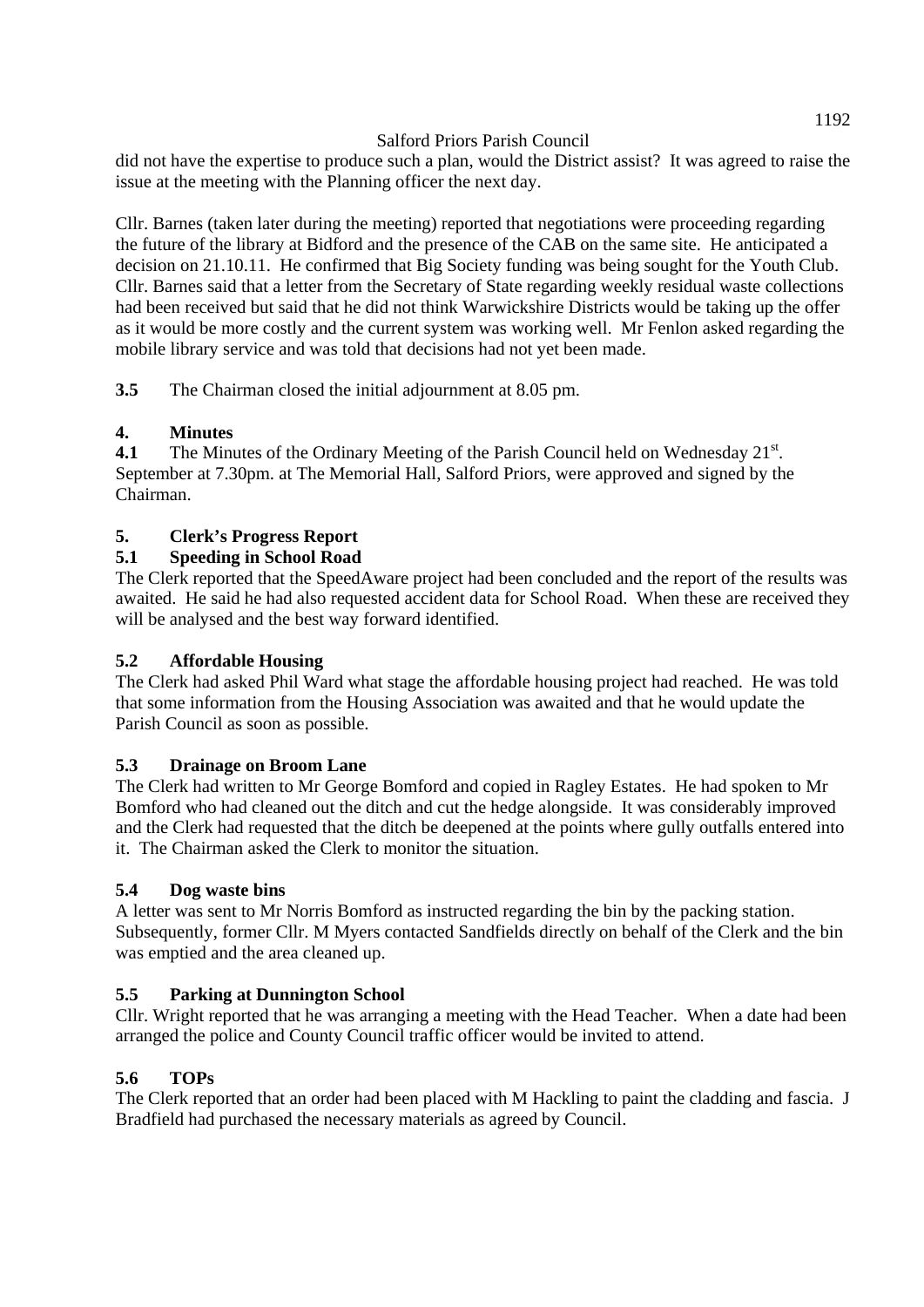did not have the expertise to produce such a plan, would the District assist? It was agreed to raise the issue at the meeting with the Planning officer the next day.

Cllr. Barnes (taken later during the meeting) reported that negotiations were proceeding regarding the future of the library at Bidford and the presence of the CAB on the same site. He anticipated a decision on 21.10.11. He confirmed that Big Society funding was being sought for the Youth Club. Cllr. Barnes said that a letter from the Secretary of State regarding weekly residual waste collections had been received but said that he did not think Warwickshire Districts would be taking up the offer as it would be more costly and the current system was working well. Mr Fenlon asked regarding the mobile library service and was told that decisions had not yet been made.

**3.5** The Chairman closed the initial adjournment at 8.05 pm.

## 4. Minutes

**4.1** The Minutes of the Ordinary Meeting of the Parish Council held on Wednesday 21st. September at 7.30pm. at The Memorial Hall, Salford Priors, were approved and signed by the Chairman.

## 5. Clerk's Progress Report

### 5.1 Speeding in School Road

The Clerk reported that the SpeedAware project had been concluded and the report of the results was awaited. He said he had also requested accident data for School Road. When these are received they will be analysed and the best way forward identified.

### 5.2 Affordable Housing

The Clerk had asked Phil Ward what stage the affordable housing project had reached. He was told that some information from the Housing Association was awaited and that he would update the Parish Council as soon as possible.

### 5.3 Drainage on Broom Lane

The Clerk had written to Mr George Bomford and copied in Ragley Estates. He had spoken to Mr Bomford who had cleaned out the ditch and cut the hedge alongside. It was considerably improved and the Clerk had requested that the ditch be deepened at the points where gully outfalls entered into it. The Chairman asked the Clerk to monitor the situation.

### 5.4 Dog waste bins

A letter was sent to Mr Norris Bomford as instructed regarding the bin by the packing station. Subsequently, former Cllr. M Myers contacted Sandfields directly on behalf of the Clerk and the bin was emptied and the area cleaned up.

### 5.5 Parking at Dunnington School

Cllr. Wright reported that he was arranging a meeting with the Head Teacher. When a date had been arranged the police and County Council traffic officer would be invited to attend.

### 5.6 TOPs

The Clerk reported that an order had been placed with M Hackling to paint the cladding and fascia. J Bradfield had purchased the necessary materials as agreed by Council.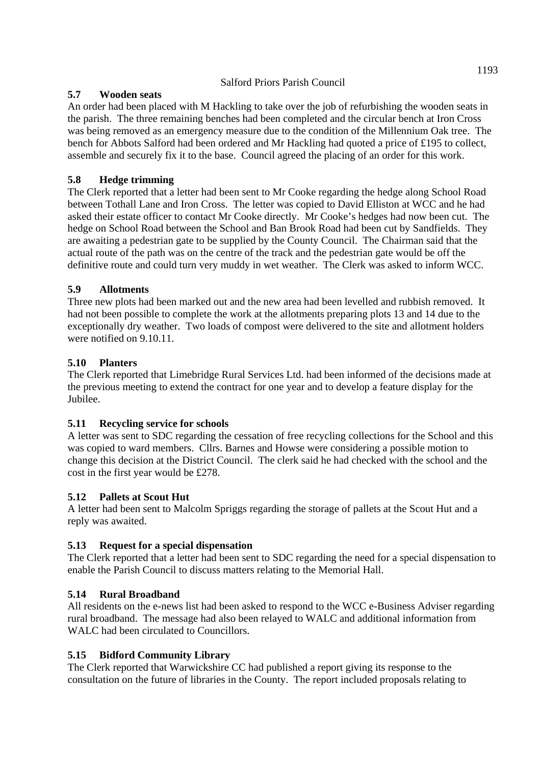### 5.7 Wooden seats

An order had been placed with M Hackling to take over the job of refurbishing the wooden seats in the parish. The three remaining benches had been completed and the circular bench at Iron Cross was being removed as an emergency measure due to the condition of the Millennium Oak tree. The bench for Abbots Salford had been ordered and Mr Hackling had quoted a price of £195 to collect, assemble and securely fix it to the base. Council agreed the placing of an order for this work.

### 5.8 Hedge trimming

The Clerk reported that a letter had been sent to Mr Cooke regarding the hedge along School Road between Tothall Lane and Iron Cross. The letter was copied to David Elliston at WCC and he had asked their estate officer to contact Mr Cooke directly. Mr Cooke's hedges had now been cut. The hedge on School Road between the School and Ban Brook Road had been cut by Sandfields. They are awaiting a pedestrian gate to be supplied by the County Council. The Chairman said that the actual route of the path was on the centre of the track and the pedestrian gate would be off the definitive route and could turn very muddy in wet weather. The Clerk was asked to inform WCC.

### 5.9 Allotments

Three new plots had been marked out and the new area had been levelled and rubbish removed. It had not been possible to complete the work at the allotments preparing plots 13 and 14 due to the exceptionally dry weather. Two loads of compost were delivered to the site and allotment holders were notified on 9.10.11.

### 5.10 Planters

The Clerk reported that Limebridge Rural Services Ltd. had been informed of the decisions made at the previous meeting to extend the contract for one year and to develop a feature display for the Jubilee.

### 5.11 Recycling service for schools

A letter was sent to SDC regarding the cessation of free recycling collections for the School and this was copied to ward members. Cllrs. Barnes and Howse were considering a possible motion to change this decision at the District Council. The clerk said he had checked with the school and the cost in the first year would be £278.

### 5.12 Pallets at Scout Hut

A letter had been sent to Malcolm Spriggs regarding the storage of pallets at the Scout Hut and a reply was awaited.

### 5.13 Request for a special dispensation

The Clerk reported that a letter had been sent to SDC regarding the need for a special dispensation to enable the Parish Council to discuss matters relating to the Memorial Hall.

### 5.14 Rural Broadband

All residents on the e-news list had been asked to respond to the WCC e-Business Adviser regarding rural broadband. The message had also been relayed to WALC and additional information from WALC had been circulated to Councillors.

### 5.15 Bidford Community Library

The Clerk reported that Warwickshire CC had published a report giving its response to the consultation on the future of libraries in the County. The report included proposals relating to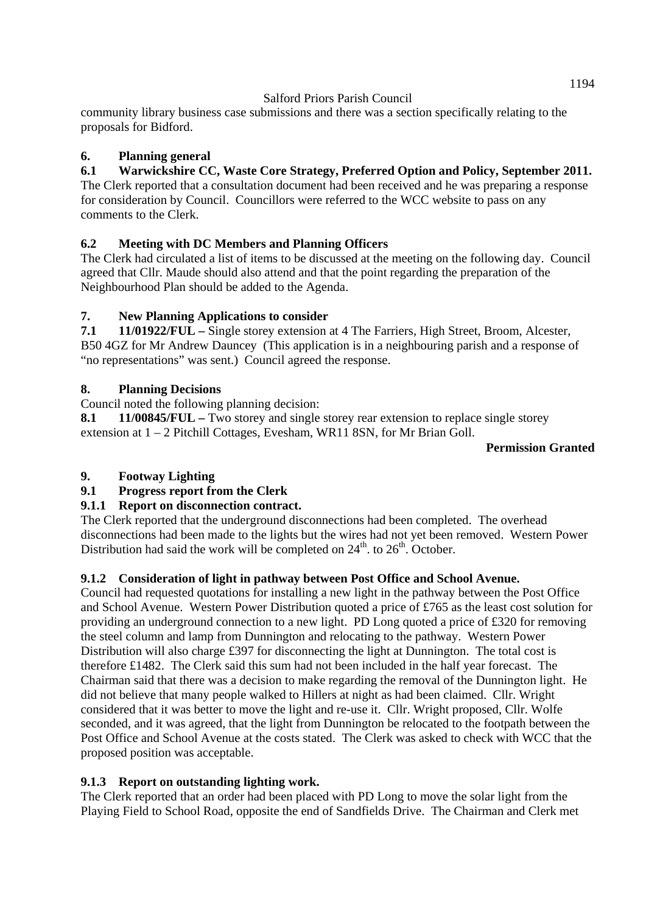community library business case submissions and there was a section specifically relating to the proposals for Bidford.

## 6. Planning general

### 6.1 Warwickshire CC, Waste Core Strategy, Preferred Option and Policy, September 2011.

The Clerk reported that a consultation document had been received and he was preparing a response for consideration by Council. Councillors were referred to the WCC website to pass on any comments to the Clerk.

### 6.2 Meeting with DC Members and Planning Officers

The Clerk had circulated a list of items to be discussed at the meeting on the following day. Council agreed that Cllr. Maude should also attend and that the point regarding the preparation of the Neighbourhood Plan should be added to the Agenda.

## 7. New Planning Applications to consider

**7.1 11/01922/FUL –** Single storey extension at 4 The Farriers, High Street, Broom, Alcester, B50 4GZ for Mr Andrew Dauncey (This application is in a neighbouring parish and a response of "no representations" was sent.) Council agreed the response.

## 8. Planning Decisions

Council noted the following planning decision:

**8.1 11/00845/FUL –** Two storey and single storey rear extension to replace single storey extension at 1 – 2 Pitchill Cottages, Evesham, WR11 8SN, for Mr Brian Goll.

**Permission Granted**

## 9. Footway Lighting

### 9.1 Progress report from the Clerk

#### 9.1.1 Report on disconnection contract.

The Clerk reported that the underground disconnections had been completed. The overhead disconnections had been made to the lights but the wires had not yet been removed. Western Power Distribution had said the work will be completed on 24th. to 26th. October.

#### 9.1.2 Consideration of light in pathway between Post Office and School Avenue.

Council had requested quotations for installing a new light in the pathway between the Post Office and School Avenue. Western Power Distribution quoted a price of £765 as the least cost solution for providing an underground connection to a new light. PD Long quoted a price of £320 for removing the steel column and lamp from Dunnington and relocating to the pathway. Western Power Distribution will also charge £397 for disconnecting the light at Dunnington. The total cost is therefore £1482. The Clerk said this sum had not been included in the half year forecast. The Chairman said that there was a decision to make regarding the removal of the Dunnington light. He did not believe that many people walked to Hillers at night as had been claimed. Cllr. Wright considered that it was better to move the light and re-use it. Cllr. Wright proposed, Cllr. Wolfe seconded, and it was agreed, that the light from Dunnington be relocated to the footpath between the Post Office and School Avenue at the costs stated. The Clerk was asked to check with WCC that the proposed position was acceptable.

#### 9.1.3 Report on outstanding lighting work.

The Clerk reported that an order had been placed with PD Long to move the solar light from the Playing Field to School Road, opposite the end of Sandfields Drive. The Chairman and Clerk met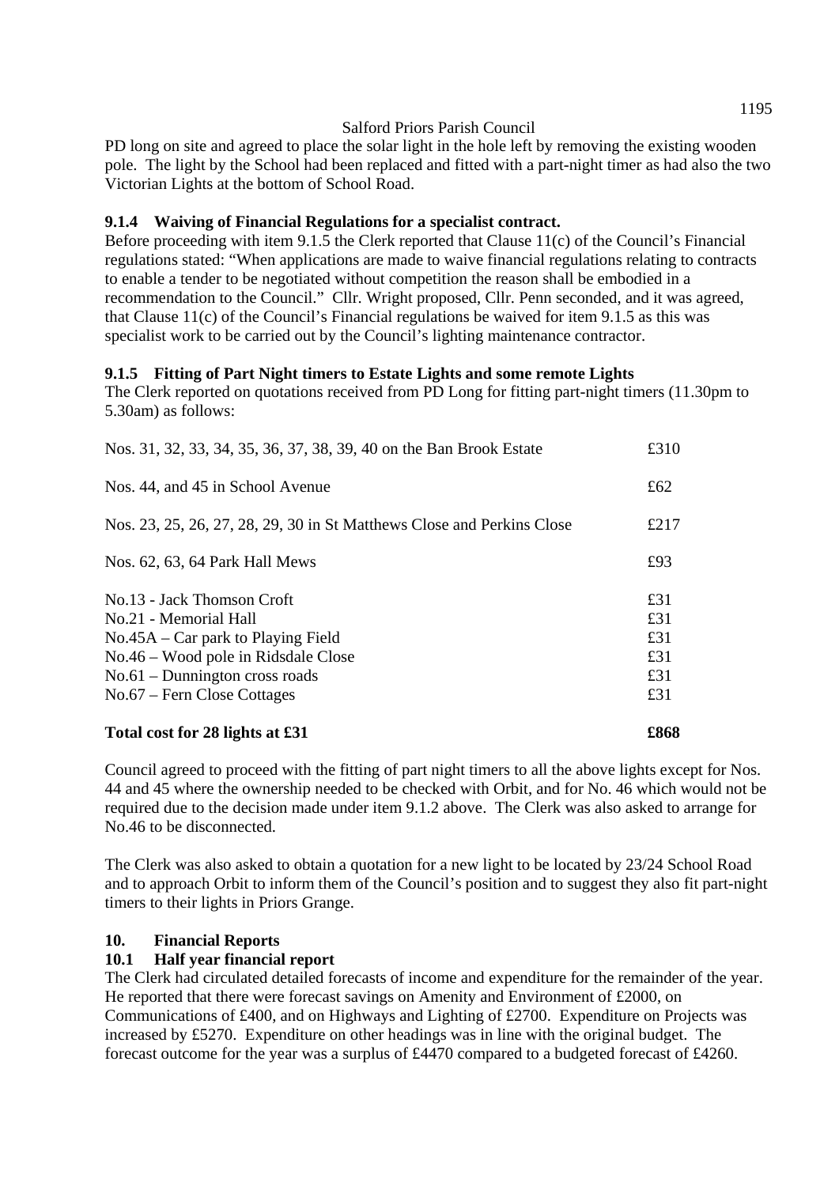PD long on site and agreed to place the solar light in the hole left by removing the existing wooden pole. The light by the School had been replaced and fitted with a part-night timer as had also the two Victorian Lights at the bottom of School Road.

### 9.1.4 Waiving of Financial Regulations for a specialist contract.

Before proceeding with item 9.1.5 the Clerk reported that Clause 11(c) of the Council's Financial regulations stated: "When applications are made to waive financial regulations relating to contracts to enable a tender to be negotiated without competition the reason shall be embodied in a recommendation to the Council." Cllr. Wright proposed, Cllr. Penn seconded, and it was agreed, that Clause 11(c) of the Council's Financial regulations be waived for item 9.1.5 as this was specialist work to be carried out by the Council's lighting maintenance contractor.

### 9.1.5 Fitting of Part Night timers to Estate Lights and some remote Lights

The Clerk reported on quotations received from PD Long for fitting part-night timers (11.30pm to 5.30am) as follows:

| | |
|---|---|
| Nos. 31, 32, 33, 34, 35, 36, 37, 38, 39, 40 on the Ban Brook Estate | £310 |
| Nos. 44, and 45 in School Avenue | £62 |
| Nos. 23, 25, 26, 27, 28, 29, 30 in St Matthews Close and Perkins Close | £217 |
| Nos. 62, 63, 64 Park Hall Mews | £93 |
| No.13 - Jack Thomson Croft | £31 |
| No.21 - Memorial Hall | £31 |
| No.45A – Car park to Playing Field | £31 |
| No.46 – Wood pole in Ridsdale Close | £31 |
| No.61 – Dunnington cross roads | £31 |
| No.67 – Fern Close Cottages | £31 |
| **Total cost for 28 lights at £31** | **£868** |

Council agreed to proceed with the fitting of part night timers to all the above lights except for Nos. 44 and 45 where the ownership needed to be checked with Orbit, and for No. 46 which would not be required due to the decision made under item 9.1.2 above. The Clerk was also asked to arrange for No.46 to be disconnected.

The Clerk was also asked to obtain a quotation for a new light to be located by 23/24 School Road and to approach Orbit to inform them of the Council's position and to suggest they also fit part-night timers to their lights in Priors Grange.

## 10. Financial Reports

### 10.1 Half year financial report

The Clerk had circulated detailed forecasts of income and expenditure for the remainder of the year. He reported that there were forecast savings on Amenity and Environment of £2000, on Communications of £400, and on Highways and Lighting of £2700. Expenditure on Projects was increased by £5270. Expenditure on other headings was in line with the original budget. The forecast outcome for the year was a surplus of £4470 compared to a budgeted forecast of £4260.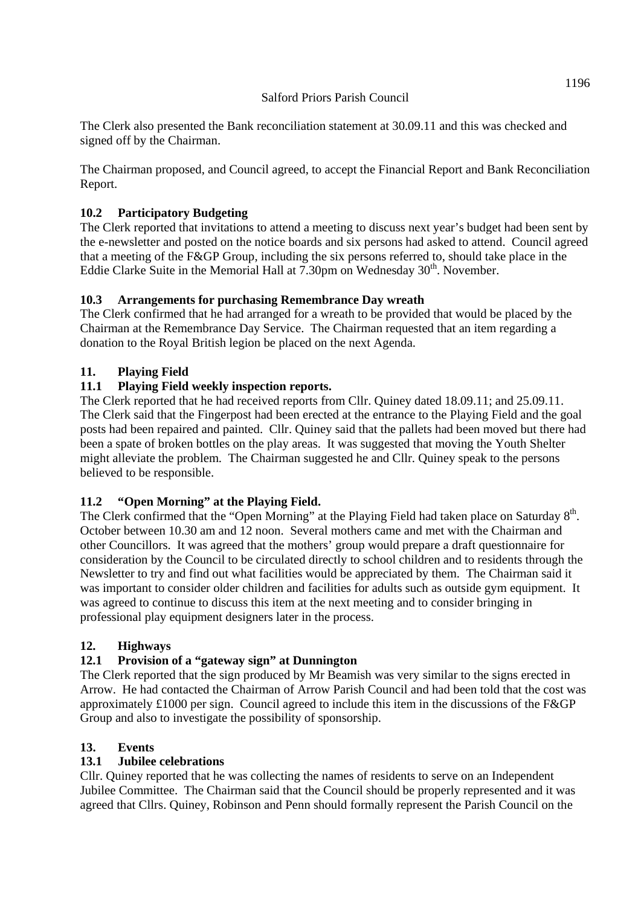The Clerk also presented the Bank reconciliation statement at 30.09.11 and this was checked and signed off by the Chairman.

The Chairman proposed, and Council agreed, to accept the Financial Report and Bank Reconciliation Report.

**10.2 Participatory Budgeting**

The Clerk reported that invitations to attend a meeting to discuss next year's budget had been sent by the e-newsletter and posted on the notice boards and six persons had asked to attend. Council agreed that a meeting of the F&GP Group, including the six persons referred to, should take place in the Eddie Clarke Suite in the Memorial Hall at 7.30pm on Wednesday 30th. November.

**10.3 Arrangements for purchasing Remembrance Day wreath**

The Clerk confirmed that he had arranged for a wreath to be provided that would be placed by the Chairman at the Remembrance Day Service. The Chairman requested that an item regarding a donation to the Royal British legion be placed on the next Agenda.

**11. Playing Field**

**11.1 Playing Field weekly inspection reports.**

The Clerk reported that he had received reports from Cllr. Quiney dated 18.09.11; and 25.09.11. The Clerk said that the Fingerpost had been erected at the entrance to the Playing Field and the goal posts had been repaired and painted. Cllr. Quiney said that the pallets had been moved but there had been a spate of broken bottles on the play areas. It was suggested that moving the Youth Shelter might alleviate the problem. The Chairman suggested he and Cllr. Quiney speak to the persons believed to be responsible.

**11.2 "Open Morning" at the Playing Field.**

The Clerk confirmed that the "Open Morning" at the Playing Field had taken place on Saturday 8th. October between 10.30 am and 12 noon. Several mothers came and met with the Chairman and other Councillors. It was agreed that the mothers' group would prepare a draft questionnaire for consideration by the Council to be circulated directly to school children and to residents through the Newsletter to try and find out what facilities would be appreciated by them. The Chairman said it was important to consider older children and facilities for adults such as outside gym equipment. It was agreed to continue to discuss this item at the next meeting and to consider bringing in professional play equipment designers later in the process.

**12. Highways**

**12.1 Provision of a "gateway sign" at Dunnington**

The Clerk reported that the sign produced by Mr Beamish was very similar to the signs erected in Arrow. He had contacted the Chairman of Arrow Parish Council and had been told that the cost was approximately £1000 per sign. Council agreed to include this item in the discussions of the F&GP Group and also to investigate the possibility of sponsorship.

**13. Events**

**13.1 Jubilee celebrations**

Cllr. Quiney reported that he was collecting the names of residents to serve on an Independent Jubilee Committee. The Chairman said that the Council should be properly represented and it was agreed that Cllrs. Quiney, Robinson and Penn should formally represent the Parish Council on the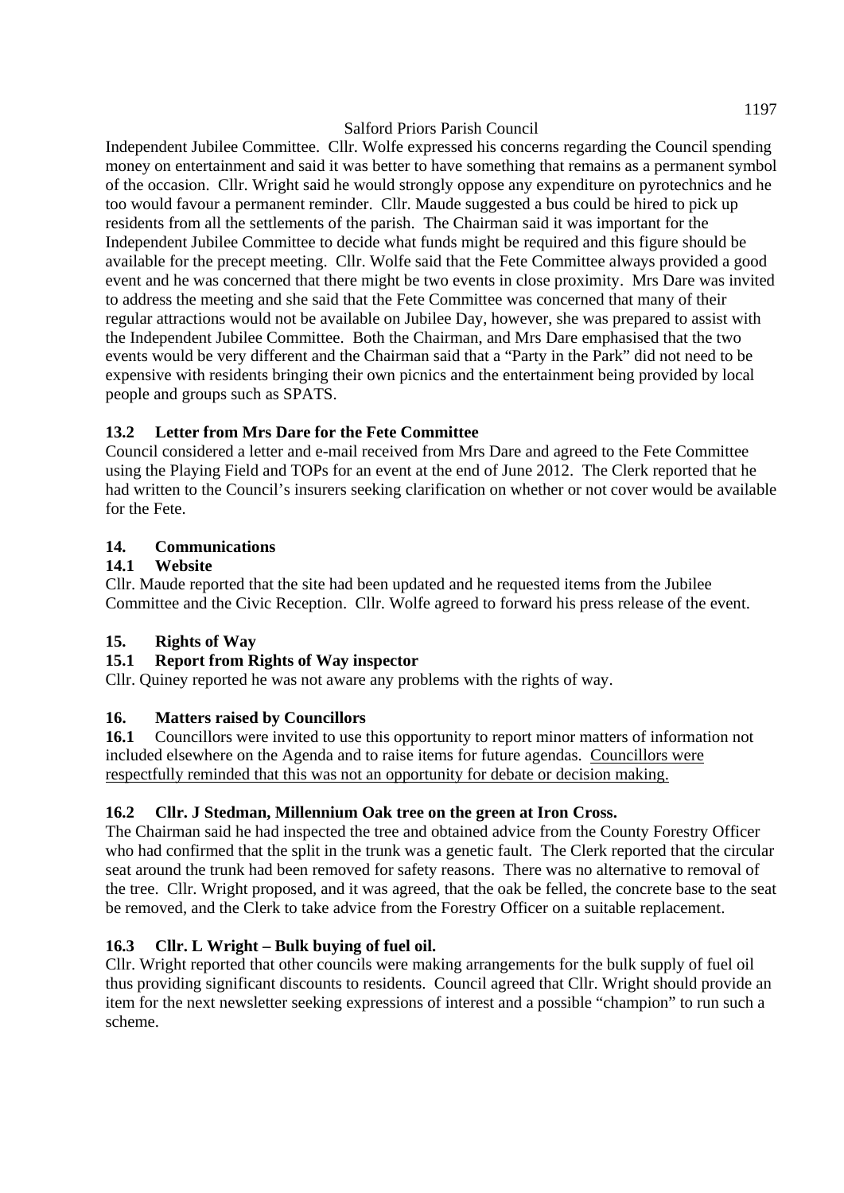Independent Jubilee Committee. Cllr. Wolfe expressed his concerns regarding the Council spending money on entertainment and said it was better to have something that remains as a permanent symbol of the occasion. Cllr. Wright said he would strongly oppose any expenditure on pyrotechnics and he too would favour a permanent reminder. Cllr. Maude suggested a bus could be hired to pick up residents from all the settlements of the parish. The Chairman said it was important for the Independent Jubilee Committee to decide what funds might be required and this figure should be available for the precept meeting. Cllr. Wolfe said that the Fete Committee always provided a good event and he was concerned that there might be two events in close proximity. Mrs Dare was invited to address the meeting and she said that the Fete Committee was concerned that many of their regular attractions would not be available on Jubilee Day, however, she was prepared to assist with the Independent Jubilee Committee. Both the Chairman, and Mrs Dare emphasised that the two events would be very different and the Chairman said that a "Party in the Park" did not need to be expensive with residents bringing their own picnics and the entertainment being provided by local people and groups such as SPATS.

**13.2 Letter from Mrs Dare for the Fete Committee**

Council considered a letter and e-mail received from Mrs Dare and agreed to the Fete Committee using the Playing Field and TOPs for an event at the end of June 2012. The Clerk reported that he had written to the Council's insurers seeking clarification on whether or not cover would be available for the Fete.

**14. Communications**

**14.1 Website**

Cllr. Maude reported that the site had been updated and he requested items from the Jubilee Committee and the Civic Reception. Cllr. Wolfe agreed to forward his press release of the event.

**15. Rights of Way**

**15.1 Report from Rights of Way inspector**

Cllr. Quiney reported he was not aware any problems with the rights of way.

**16. Matters raised by Councillors**

**16.1** Councillors were invited to use this opportunity to report minor matters of information not included elsewhere on the Agenda and to raise items for future agendas. <u>Councillors were respectfully reminded that this was not an opportunity for debate or decision making.</u>

**16.2 Cllr. J Stedman, Millennium Oak tree on the green at Iron Cross.**

The Chairman said he had inspected the tree and obtained advice from the County Forestry Officer who had confirmed that the split in the trunk was a genetic fault. The Clerk reported that the circular seat around the trunk had been removed for safety reasons. There was no alternative to removal of the tree. Cllr. Wright proposed, and it was agreed, that the oak be felled, the concrete base to the seat be removed, and the Clerk to take advice from the Forestry Officer on a suitable replacement.

**16.3 Cllr. L Wright – Bulk buying of fuel oil.**

Cllr. Wright reported that other councils were making arrangements for the bulk supply of fuel oil thus providing significant discounts to residents. Council agreed that Cllr. Wright should provide an item for the next newsletter seeking expressions of interest and a possible "champion" to run such a scheme.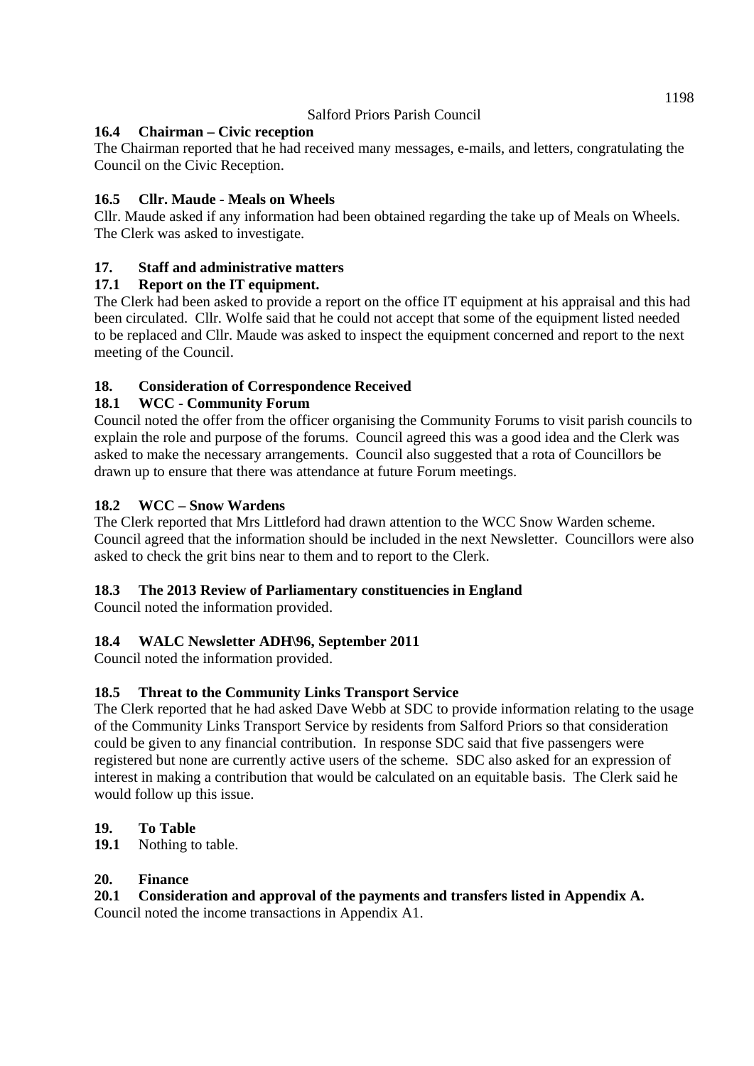### 16.4 Chairman – Civic reception

The Chairman reported that he had received many messages, e-mails, and letters, congratulating the Council on the Civic Reception.

### 16.5 Cllr. Maude - Meals on Wheels

Cllr. Maude asked if any information had been obtained regarding the take up of Meals on Wheels. The Clerk was asked to investigate.

## 17. Staff and administrative matters

### 17.1 Report on the IT equipment.

The Clerk had been asked to provide a report on the office IT equipment at his appraisal and this had been circulated. Cllr. Wolfe said that he could not accept that some of the equipment listed needed to be replaced and Cllr. Maude was asked to inspect the equipment concerned and report to the next meeting of the Council.

## 18. Consideration of Correspondence Received

### 18.1 WCC - Community Forum

Council noted the offer from the officer organising the Community Forums to visit parish councils to explain the role and purpose of the forums. Council agreed this was a good idea and the Clerk was asked to make the necessary arrangements. Council also suggested that a rota of Councillors be drawn up to ensure that there was attendance at future Forum meetings.

### 18.2 WCC – Snow Wardens

The Clerk reported that Mrs Littleford had drawn attention to the WCC Snow Warden scheme. Council agreed that the information should be included in the next Newsletter. Councillors were also asked to check the grit bins near to them and to report to the Clerk.

### 18.3 The 2013 Review of Parliamentary constituencies in England

Council noted the information provided.

### 18.4 WALC Newsletter ADH\96, September 2011

Council noted the information provided.

### 18.5 Threat to the Community Links Transport Service

The Clerk reported that he had asked Dave Webb at SDC to provide information relating to the usage of the Community Links Transport Service by residents from Salford Priors so that consideration could be given to any financial contribution. In response SDC said that five passengers were registered but none are currently active users of the scheme. SDC also asked for an expression of interest in making a contribution that would be calculated on an equitable basis. The Clerk said he would follow up this issue.

## 19. To Table

**19.1** Nothing to table.

## 20. Finance

### 20.1 Consideration and approval of the payments and transfers listed in Appendix A.

Council noted the income transactions in Appendix A1.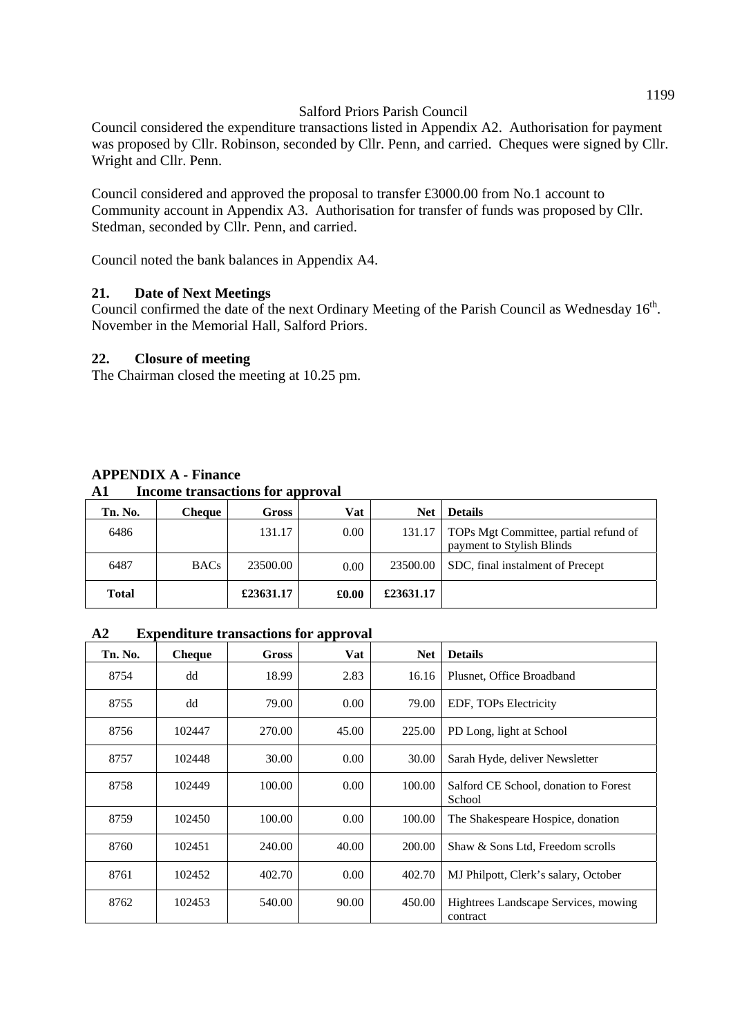Council considered the expenditure transactions listed in Appendix A2. Authorisation for payment was proposed by Cllr. Robinson, seconded by Cllr. Penn, and carried. Cheques were signed by Cllr. Wright and Cllr. Penn.

Council considered and approved the proposal to transfer £3000.00 from No.1 account to Community account in Appendix A3. Authorisation for transfer of funds was proposed by Cllr. Stedman, seconded by Cllr. Penn, and carried.

Council noted the bank balances in Appendix A4.

### 21. Date of Next Meetings

Council confirmed the date of the next Ordinary Meeting of the Parish Council as Wednesday 16th. November in the Memorial Hall, Salford Priors.

### 22. Closure of meeting

The Chairman closed the meeting at 10.25 pm.

## APPENDIX A - Finance

### A1 Income transactions for approval

| Tn. No. | Cheque | Gross | Vat | Net | Details |
|---|---|---|---|---|---|
| 6486 | | 131.17 | 0.00 | 131.17 | TOPs Mgt Committee, partial refund of payment to Stylish Blinds |
| 6487 | BACs | 23500.00 | 0.00 | 23500.00 | SDC, final instalment of Precept |
| **Total** | | **£23631.17** | **£0.00** | **£23631.17** | |

### A2 Expenditure transactions for approval

| Tn. No. | Cheque | Gross | Vat | Net | Details |
|---|---|---|---|---|---|
| 8754 | dd | 18.99 | 2.83 | 16.16 | Plusnet, Office Broadband |
| 8755 | dd | 79.00 | 0.00 | 79.00 | EDF, TOPs Electricity |
| 8756 | 102447 | 270.00 | 45.00 | 225.00 | PD Long, light at School |
| 8757 | 102448 | 30.00 | 0.00 | 30.00 | Sarah Hyde, deliver Newsletter |
| 8758 | 102449 | 100.00 | 0.00 | 100.00 | Salford CE School, donation to Forest School |
| 8759 | 102450 | 100.00 | 0.00 | 100.00 | The Shakespeare Hospice, donation |
| 8760 | 102451 | 240.00 | 40.00 | 200.00 | Shaw & Sons Ltd, Freedom scrolls |
| 8761 | 102452 | 402.70 | 0.00 | 402.70 | MJ Philpott, Clerk's salary, October |
| 8762 | 102453 | 540.00 | 90.00 | 450.00 | Hightrees Landscape Services, mowing contract |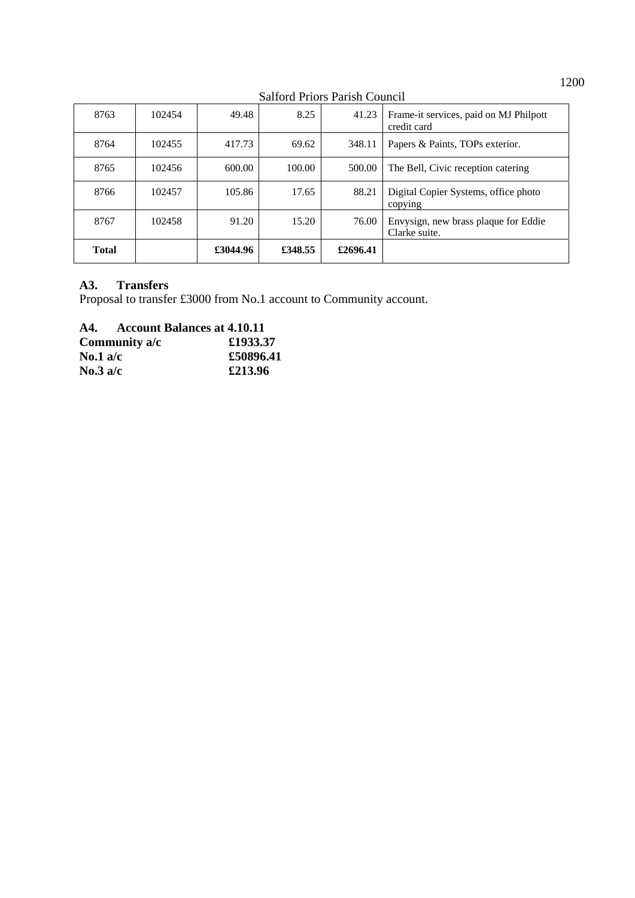Salford Priors Parish Council

| | | | | | |
|---|---|---|---|---|---|
| 8763 | 102454 | 49.48 | 8.25 | 41.23 | Frame-it services, paid on MJ Philpott credit card |
| 8764 | 102455 | 417.73 | 69.62 | 348.11 | Papers & Paints, TOPs exterior. |
| 8765 | 102456 | 600.00 | 100.00 | 500.00 | The Bell, Civic reception catering |
| 8766 | 102457 | 105.86 | 17.65 | 88.21 | Digital Copier Systems, office photo copying |
| 8767 | 102458 | 91.20 | 15.20 | 76.00 | Envysign, new brass plaque for Eddie Clarke suite. |
| **Total** | | **£3044.96** | **£348.55** | **£2696.41** | |

### A3. Transfers

Proposal to transfer £3000 from No.1 account to Community account.

### A4. Account Balances at 4.10.11

**Community a/c** **£1933.37**
**No.1 a/c** **£50896.41**
**No.3 a/c** **£213.96**